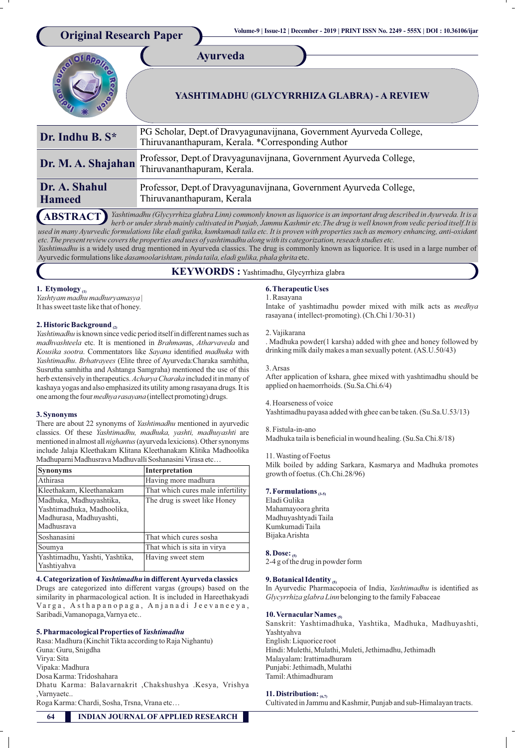Original Research Paper

Ayurveda

# YASHTIMADHU (GLYCYRRHIZA GLABRA) - A REVIEW

| | |
|---|---|
| **Dr. Indhu B. S*** | PG Scholar, Dept.of Dravyagunavijnana, Government Ayurveda College, Thiruvananthapuram, Kerala. *Corresponding Author |
| **Dr. M. A. Shajahan** | Professor, Dept.of Dravyagunavijnana, Government Ayurveda College, Thiruvananthapuram, Kerala. |
| **Dr. A. Shahul Hameed** | Professor, Dept.of Dravyagunavijnana, Government Ayurveda College, Thiruvananthapuram, Kerala |

**ABSTRACT** *Yashtimadhu (Glycyrrhiza glabra Linn) commonly known as liquorice is an important drug described in Ayurveda. It is a herb or under shrub mainly cultivated in Punjab, Jammu Kashmir etc.The drug is well known from vedic period itself.It is used in many Ayurvedic formulations like eladi gutika, kumkumadi taila etc. It is proven with properties such as memory enhancing, anti-oxidant etc. The present review covers the properties and uses of yashtimadhu along with its categorization, reseach studies etc.*

*Yashtimadhu* is a widely used drug mentioned in Ayurveda classics. The drug is commonly known as liquorice. It is used in a large number of Ayurvedic formulations like *dasamoolarishtam, pinda taila, eladi gulika, phala ghrita* etc.

**KEYWORDS :** Yashtimadhu, Glycyrrhiza glabra

### 1. Etymology [1]

*Yashtyam madhu madhuryamasya |*

It has sweet taste like that of honey.

### 2. Historic Background [2]

*Yashtimadhu* is known since vedic period itself in different names such as *madhvashteela* etc. It is mentioned in *Brahman*as, *Atharvaveda* and *Kousika sootra*. Commentators like *Sayana* identified *madhuka* with *Yashtimadhu*. *Brhatrayees* (Elite three of Ayurveda:Charaka samhitha, Susrutha samhitha and Ashtanga Samgraha) mentioned the use of this herb extensively in therapeutics. *Acharya Charaka* included it in many of kashaya yogas and also emphasized its utility among rasayana drugs. It is one among the four *medhya rasayana* (intellect promoting) drugs.

### 3. Synonyms

There are about 22 synonyms of *Yashtimadhu* mentioned in ayurvedic classics. Of these *Yashtimadhu, madhuka, yashti, madhuyashti* are mentioned in almost all *nighantus* (ayurveda lexicons). Other synonyms include Jalaja Kleethakam Klitana Kleethanakam Klitika Madhoolika Madhuparni Madhusrava Madhuvalli Soshanasini Virasa etc…

| Synonyms | Interpretation |
|---|---|
| Athirasa | Having more madhura |
| Kleethakam, Kleethanakam | That which cures male infertility |
| Madhuka, Madhuyashtika, Yashtimadhuka, Madhoolika, Madhurasa, Madhuyashti, Madhusrava | The drug is sweet like Honey |
| Soshanasini | That which cures sosha |
| Soumya | That which is sita in virya |
| Yashtimadhu, Yashti, Yashtika, Yashtiyahva | Having sweet stem |

### 4. Categorization of *Yashtimadhu* in different Ayurveda classics

Drugs are categorized into different vargas (groups) based on the similarity in pharmacological action. It is included in Hareethakyadi Varga, Asthapanopaga, Anjanadi Jeevaneeya, Saribadi,Vamanopaga,Varnya etc..

### 5. Pharmacological Properties of *Yashtimadhu*

Rasa: Madhura (Kinchit Tikta according to Raja Nighantu)
Guna: Guru, Snigdha
Virya: Sita
Vipaka: Madhura
Dosa Karma: Tridoshahara
Dhatu Karma: Balavarnakrit ,Chakshushya .Kesya, Vrishya ,Varnyaetc..
Roga Karma: Chardi, Sosha, Trsna, Vrana etc…

### 6. Therapeutic Uses

1. Rasayana

Intake of yashtimadhu powder mixed with milk acts as *medhya* rasayana ( intellect-promoting). (Ch.Chi 1/30-31)

2. Vajikarana

. Madhuka powder(1 karsha) added with ghee and honey followed by drinking milk daily makes a man sexually potent. (AS.U.50/43)

3. Arsas

After application of kshara, ghee mixed with yashtimadhu should be applied on haemorrhoids. (Su.Sa.Chi.6/4)

4. Hoarseness of voice

Yashtimadhu payasa added with ghee can be taken. (Su.Sa.U.53/13)

8. Fistula-in-ano

Madhuka taila is beneficial in wound healing. (Su.Sa.Chi.8/18)

11. Wasting of Foetus

Milk boiled by adding Sarkara, Kasmarya and Madhuka promotes growth of foetus. (Ch.Chi.28/96)

### 7. Formulations [3-5]

Eladi Gulika
Mahamayoora ghrita
Madhuyashtyadi Taila
Kumkumadi Taila
Bijaka Arishta

### 8. Dose: [5]

2-4 g of the drug in powder form

### 9. Botanical Identity [5]

In Ayurvedic Pharmacopoeia of India, *Yashtimadhu* is identified as *Glycyrrhiza glabra Linn* belonging to the family Fabaceae

### 10. Vernacular Names [5]

Sanskrit: Yashtimadhuka, Yashtika, Madhuka, Madhuyashti, Yashtyahva
English: Liquorice root
Hindi: Mulethi, Mulathi, Muleti, Jethimadhu, Jethimadh
Malayalam: Irattimadhuram
Punjabi: Jethimadh, Mulathi
Tamil: Athimadhuram

### 11. Distribution: [6,7]

Cultivated in Jammu and Kashmir, Punjab and sub-Himalayan tracts.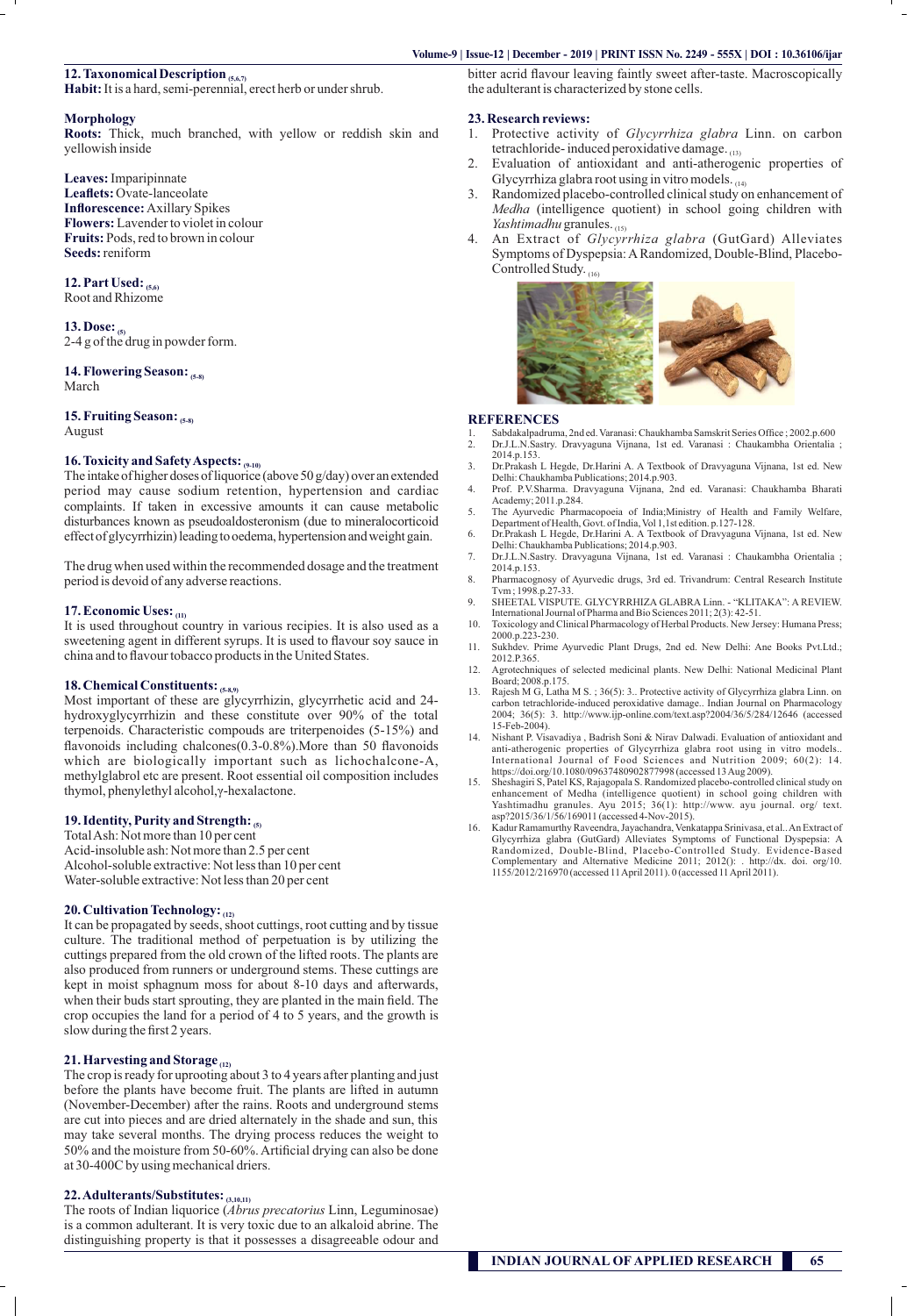## 12. Taxonomical Description (5,6,7)

**Habit:** It is a hard, semi-perennial, erect herb or under shrub.

### Morphology

**Roots:** Thick, much branched, with yellow or reddish skin and yellowish inside

**Leaves:** Imparipinnate
**Leaflets:** Ovate-lanceolate
**Inflorescence:** Axillary Spikes
**Flowers:** Lavender to violet in colour
**Fruits:** Pods, red to brown in colour
**Seeds:** reniform

## 12. Part Used: (5,6)

Root and Rhizome

## 13. Dose: (5)

2-4 g of the drug in powder form.

## 14. Flowering Season: (5-8)

March

## 15. Fruiting Season: (5-8)

August

## 16. Toxicity and Safety Aspects: (9-10)

The intake of higher doses of liquorice (above 50 g/day) over an extended period may cause sodium retention, hypertension and cardiac complaints. If taken in excessive amounts it can cause metabolic disturbances known as pseudoaldosteronism (due to mineralocorticoid effect of glycyrrhizin) leading to oedema, hypertension and weight gain.

The drug when used within the recommended dosage and the treatment period is devoid of any adverse reactions.

## 17. Economic Uses: (11)

It is used throughout country in various recipies. It is also used as a sweetening agent in different syrups. It is used to flavour soy sauce in china and to flavour tobacco products in the United States.

## 18. Chemical Constituents: (5-8,9)

Most important of these are glycyrrhizin, glycyrrhetic acid and 24-hydroxyglycyrrhizin and these constitute over 90% of the total terpenoids. Characteristic compounds are triterpenoides (5-15%) and flavonoids including chalcones(0.3-0.8%).More than 50 flavonoids which are biologically important such as lichochalcone-A, methylglabrol etc are present. Root essential oil composition includes thymol, phenylethyl alcohol,γ-hexalactone.

## 19. Identity, Purity and Strength: (5)

Total Ash: Not more than 10 per cent
Acid-insoluble ash: Not more than 2.5 per cent
Alcohol-soluble extractive: Not less than 10 per cent
Water-soluble extractive: Not less than 20 per cent

## 20. Cultivation Technology: (12)

It can be propagated by seeds, shoot cuttings, root cutting and by tissue culture. The traditional method of perpetuation is by utilizing the cuttings prepared from the old crown of the lifted roots. The plants are also produced from runners or underground stems. These cuttings are kept in moist sphagnum moss for about 8-10 days and afterwards, when their buds start sprouting, they are planted in the main field. The crop occupies the land for a period of 4 to 5 years, and the growth is slow during the first 2 years.

## 21. Harvesting and Storage (12)

The crop is ready for uprooting about 3 to 4 years after planting and just before the plants have become fruit. The plants are lifted in autumn (November-December) after the rains. Roots and underground stems are cut into pieces and are dried alternately in the shade and sun, this may take several months. The drying process reduces the weight to 50% and the moisture from 50-60%. Artificial drying can also be done at 30-400C by using mechanical driers.

## 22. Adulterants/Substitutes: (3,10,11)

The roots of Indian liquorice (*Abrus precatorius* Linn, Leguminosae) is a common adulterant. It is very toxic due to an alkaloid abrine. The distinguishing property is that it possesses a disagreeable odour and bitter acrid flavour leaving faintly sweet after-taste. Macroscopically the adulterant is characterized by stone cells.

## 23. Research reviews:

1. Protective activity of *Glycyrrhiza glabra* Linn. on carbon tetrachloride- induced peroxidative damage. (13)
2. Evaluation of antioxidant and anti-atherogenic properties of Glycyrrhiza glabra root using in vitro models. (14)
3. Randomized placebo-controlled clinical study on enhancement of *Medha* (intelligence quotient) in school going children with *Yashtimadhu* granules. (15)
4. An Extract of *Glycyrrhiza glabra* (GutGard) Alleviates Symptoms of Dyspepsia: A Randomized, Double-Blind, Placebo-Controlled Study. (16)

## REFERENCES

1. Sabdakalpadruma, 2nd ed. Varanasi: Chaukhamba Samskrit Series Office ; 2002.p.600
2. Dr.J.L.N.Sastry. Dravyaguna Vijnana, 1st ed. Varanasi : Chaukambha Orientalia ; 2014.p.153.
3. Dr.Prakash L Hegde, Dr.Harini A. A Textbook of Dravyaguna Vijnana, 1st ed. New Delhi: Chaukhamba Publications; 2014.p.903.
4. Prof. P.V.Sharma. Dravyaguna Vijnana, 2nd ed. Varanasi: Chaukhamba Bharati Academy; 2011.p.284.
5. The Ayurvedic Pharmacopoeia of India;Ministry of Health and Family Welfare, Department of Health, Govt. of India, Vol 1,1st edition. p.127-128.
6. Dr.Prakash L Hegde, Dr.Harini A. A Textbook of Dravyaguna Vijnana, 1st ed. New Delhi: Chaukhamba Publications; 2014.p.903.
7. Dr.J.L.N.Sastry. Dravyaguna Vijnana, 1st ed. Varanasi : Chaukambha Orientalia ; 2014.p.153.
8. Pharmacognosy of Ayurvedic drugs, 3rd ed. Trivandrum: Central Research Institute Tvm ; 1998.p.27-33.
9. SHEETAL VISPUTE. GLYCYRRHIZA GLABRA Linn. - "KLITAKA": A REVIEW. International Journal of Pharma and Bio Sciences 2011; 2(3): 42-51.
10. Toxicology and Clinical Pharmacology of Herbal Products. New Jersey: Humana Press; 2000.p.223-230.
11. Sukhdev. Prime Ayurvedic Plant Drugs, 2nd ed. New Delhi: Ane Books Pvt.Ltd.; 2012.P.365.
12. Agrotechniques of selected medicinal plants. New Delhi: National Medicinal Plant Board; 2008.p.175.
13. Rajesh M G, Latha M S. ; 36(5): 3.. Protective activity of Glycyrrhiza glabra Linn. on carbon tetrachloride-induced peroxidative damage.. Indian Journal on Pharmacology 2004; 36(5): 3. http://www.ijp-online.com/text.asp?2004/36/5/284/12646 (accessed 15-Feb-2004).
14. Nishant P. Visavadiya , Badrish Soni & Nirav Dalwadi. Evaluation of antioxidant and anti-atherogenic properties of Glycyrrhiza glabra root using in vitro models.. International Journal of Food Sciences and Nutrition 2009; 60(2): 14. https://doi.org/10.1080/09637480902877998 (accessed 13 Aug 2009).
15. Sheshagiri S, Patel KS, Rajagopala S. Randomized placebo-controlled clinical study on enhancement of Medha (intelligence quotient) in school going children with Yashtimadhu granules. Ayu 2015; 36(1): http://www. ayu journal. org/ text. asp?2015/36/1/56/169011 (accessed 4-Nov-2015).
16. Kadur Ramamurthy Raveendra, Jayachandra, Venkatappa Srinivasa, et al.. An Extract of Glycyrrhiza glabra (GutGard) Alleviates Symptoms of Functional Dyspepsia: A Randomized, Double-Blind, Placebo-Controlled Study. Evidence-Based Complementary and Alternative Medicine 2011; 2012(): . http://dx. doi. org/10. 1155/2012/216970 (accessed 11 April 2011). 0 (accessed 11 April 2011).